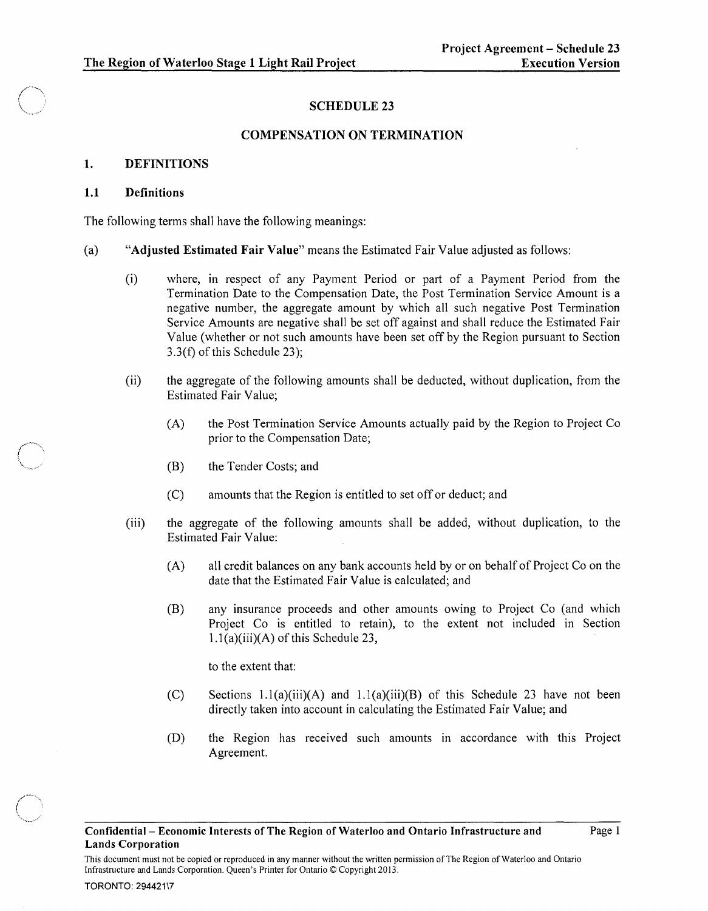# SCHEDULE 23

## COMPENSATION ON TERMINATION

### 1. DEFINITIONS

### 1.1 Definitions

The following terms shall have the following meanings:

(a) "**Adjusted Estimated Fair Value**" means the Estimated Fair Value adjusted as follows:

(i) where, in respect of any Payment Period or part of a Payment Period from the Termination Date to the Compensation Date, the Post Termination Service Amount is a negative number, the aggregate amount by which all such negative Post Termination Service Amounts are negative shall be set off against and shall reduce the Estimated Fair Value (whether or not such amounts have been set off by the Region pursuant to Section 3.3(f) of this Schedule 23);

(ii) the aggregate of the following amounts shall be deducted, without duplication, from the Estimated Fair Value;

(A) the Post Termination Service Amounts actually paid by the Region to Project Co prior to the Compensation Date;

(B) the Tender Costs; and

(C) amounts that the Region is entitled to set off or deduct; and

(iii) the aggregate of the following amounts shall be added, without duplication, to the Estimated Fair Value:

(A) all credit balances on any bank accounts held by or on behalf of Project Co on the date that the Estimated Fair Value is calculated; and

(B) any insurance proceeds and other amounts owing to Project Co (and which Project Co is entitled to retain), to the extent not included in Section 1.1(a)(iii)(A) of this Schedule 23,

to the extent that:

(C) Sections 1.1(a)(iii)(A) and 1.1(a)(iii)(B) of this Schedule 23 have not been directly taken into account in calculating the Estimated Fair Value; and

(D) the Region has received such amounts in accordance with this Project Agreement.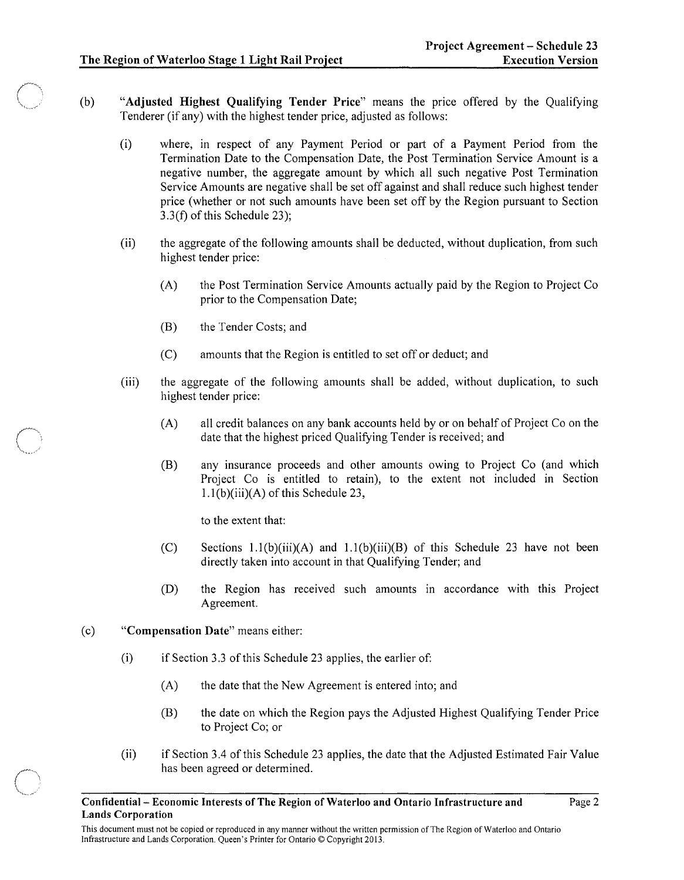(b) "**Adjusted Highest Qualifying Tender Price**" means the price offered by the Qualifying Tenderer (if any) with the highest tender price, adjusted as follows:

  (i) where, in respect of any Payment Period or part of a Payment Period from the Termination Date to the Compensation Date, the Post Termination Service Amount is a negative number, the aggregate amount by which all such negative Post Termination Service Amounts are negative shall be set off against and shall reduce such highest tender price (whether or not such amounts have been set off by the Region pursuant to Section 3.3(f) of this Schedule 23);

  (ii) the aggregate of the following amounts shall be deducted, without duplication, from such highest tender price:

    (A) the Post Termination Service Amounts actually paid by the Region to Project Co prior to the Compensation Date;

    (B) the Tender Costs; and

    (C) amounts that the Region is entitled to set off or deduct; and

  (iii) the aggregate of the following amounts shall be added, without duplication, to such highest tender price:

    (A) all credit balances on any bank accounts held by or on behalf of Project Co on the date that the highest priced Qualifying Tender is received; and

    (B) any insurance proceeds and other amounts owing to Project Co (and which Project Co is entitled to retain), to the extent not included in Section 1.1(b)(iii)(A) of this Schedule 23,

    to the extent that:

    (C) Sections 1.1(b)(iii)(A) and 1.1(b)(iii)(B) of this Schedule 23 have not been directly taken into account in that Qualifying Tender; and

    (D) the Region has received such amounts in accordance with this Project Agreement.

(c) "**Compensation Date**" means either:

  (i) if Section 3.3 of this Schedule 23 applies, the earlier of:

    (A) the date that the New Agreement is entered into; and

    (B) the date on which the Region pays the Adjusted Highest Qualifying Tender Price to Project Co; or

  (ii) if Section 3.4 of this Schedule 23 applies, the date that the Adjusted Estimated Fair Value has been agreed or determined.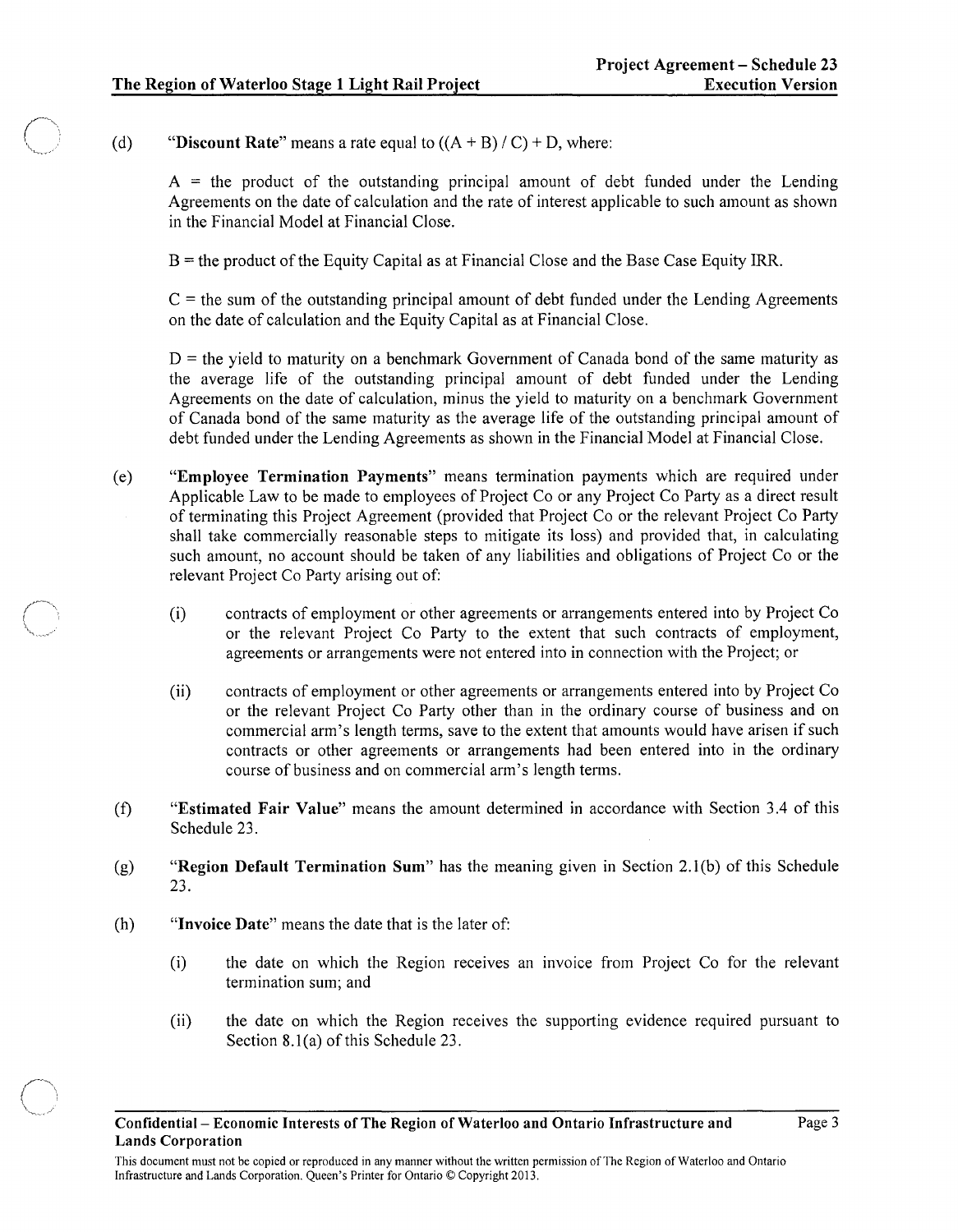(d) "**Discount Rate**" means a rate equal to $((A + B) / C) + D$, where:

$A$ = the product of the outstanding principal amount of debt funded under the Lending Agreements on the date of calculation and the rate of interest applicable to such amount as shown in the Financial Model at Financial Close.

$B$ = the product of the Equity Capital as at Financial Close and the Base Case Equity IRR.

$C$ = the sum of the outstanding principal amount of debt funded under the Lending Agreements on the date of calculation and the Equity Capital as at Financial Close.

$D$ = the yield to maturity on a benchmark Government of Canada bond of the same maturity as the average life of the outstanding principal amount of debt funded under the Lending Agreements on the date of calculation, minus the yield to maturity on a benchmark Government of Canada bond of the same maturity as the average life of the outstanding principal amount of debt funded under the Lending Agreements as shown in the Financial Model at Financial Close.

(e) "**Employee Termination Payments**" means termination payments which are required under Applicable Law to be made to employees of Project Co or any Project Co Party as a direct result of terminating this Project Agreement (provided that Project Co or the relevant Project Co Party shall take commercially reasonable steps to mitigate its loss) and provided that, in calculating such amount, no account should be taken of any liabilities and obligations of Project Co or the relevant Project Co Party arising out of:

(i) contracts of employment or other agreements or arrangements entered into by Project Co or the relevant Project Co Party to the extent that such contracts of employment, agreements or arrangements were not entered into in connection with the Project; or

(ii) contracts of employment or other agreements or arrangements entered into by Project Co or the relevant Project Co Party other than in the ordinary course of business and on commercial arm's length terms, save to the extent that amounts would have arisen if such contracts or other agreements or arrangements had been entered into in the ordinary course of business and on commercial arm's length terms.

(f) "**Estimated Fair Value**" means the amount determined in accordance with Section 3.4 of this Schedule 23.

(g) "**Region Default Termination Sum**" has the meaning given in Section 2.1(b) of this Schedule 23.

(h) "**Invoice Date**" means the date that is the later of:

(i) the date on which the Region receives an invoice from Project Co for the relevant termination sum; and

(ii) the date on which the Region receives the supporting evidence required pursuant to Section 8.1(a) of this Schedule 23.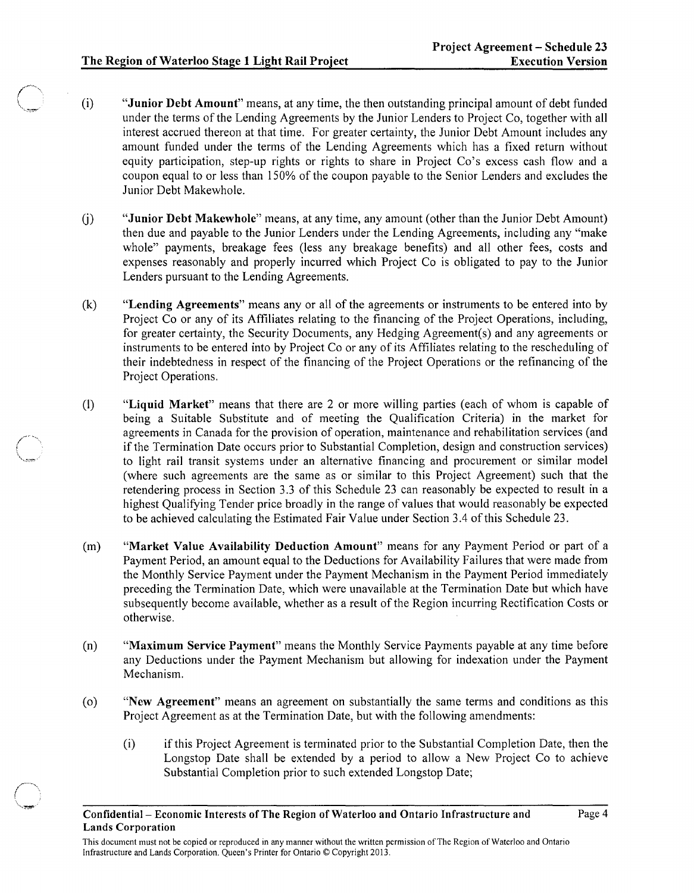(i) **"Junior Debt Amount"** means, at any time, the then outstanding principal amount of debt funded under the terms of the Lending Agreements by the Junior Lenders to Project Co, together with all interest accrued thereon at that time. For greater certainty, the Junior Debt Amount includes any amount funded under the terms of the Lending Agreements which has a fixed return without equity participation, step-up rights or rights to share in Project Co's excess cash flow and a coupon equal to or less than 150% of the coupon payable to the Senior Lenders and excludes the Junior Debt Makewhole.

(j) **"Junior Debt Makewhole"** means, at any time, any amount (other than the Junior Debt Amount) then due and payable to the Junior Lenders under the Lending Agreements, including any "make whole" payments, breakage fees (less any breakage benefits) and all other fees, costs and expenses reasonably and properly incurred which Project Co is obligated to pay to the Junior Lenders pursuant to the Lending Agreements.

(k) **"Lending Agreements"** means any or all of the agreements or instruments to be entered into by Project Co or any of its Affiliates relating to the financing of the Project Operations, including, for greater certainty, the Security Documents, any Hedging Agreement(s) and any agreements or instruments to be entered into by Project Co or any of its Affiliates relating to the rescheduling of their indebtedness in respect of the financing of the Project Operations or the refinancing of the Project Operations.

(l) **"Liquid Market"** means that there are 2 or more willing parties (each of whom is capable of being a Suitable Substitute and of meeting the Qualification Criteria) in the market for agreements in Canada for the provision of operation, maintenance and rehabilitation services (and if the Termination Date occurs prior to Substantial Completion, design and construction services) to light rail transit systems under an alternative financing and procurement or similar model (where such agreements are the same as or similar to this Project Agreement) such that the retendering process in Section 3.3 of this Schedule 23 can reasonably be expected to result in a highest Qualifying Tender price broadly in the range of values that would reasonably be expected to be achieved calculating the Estimated Fair Value under Section 3.4 of this Schedule 23.

(m) **"Market Value Availability Deduction Amount"** means for any Payment Period or part of a Payment Period, an amount equal to the Deductions for Availability Failures that were made from the Monthly Service Payment under the Payment Mechanism in the Payment Period immediately preceding the Termination Date, which were unavailable at the Termination Date but which have subsequently become available, whether as a result of the Region incurring Rectification Costs or otherwise.

(n) **"Maximum Service Payment"** means the Monthly Service Payments payable at any time before any Deductions under the Payment Mechanism but allowing for indexation under the Payment Mechanism.

(o) **"New Agreement"** means an agreement on substantially the same terms and conditions as this Project Agreement as at the Termination Date, but with the following amendments:

(i) if this Project Agreement is terminated prior to the Substantial Completion Date, then the Longstop Date shall be extended by a period to allow a New Project Co to achieve Substantial Completion prior to such extended Longstop Date;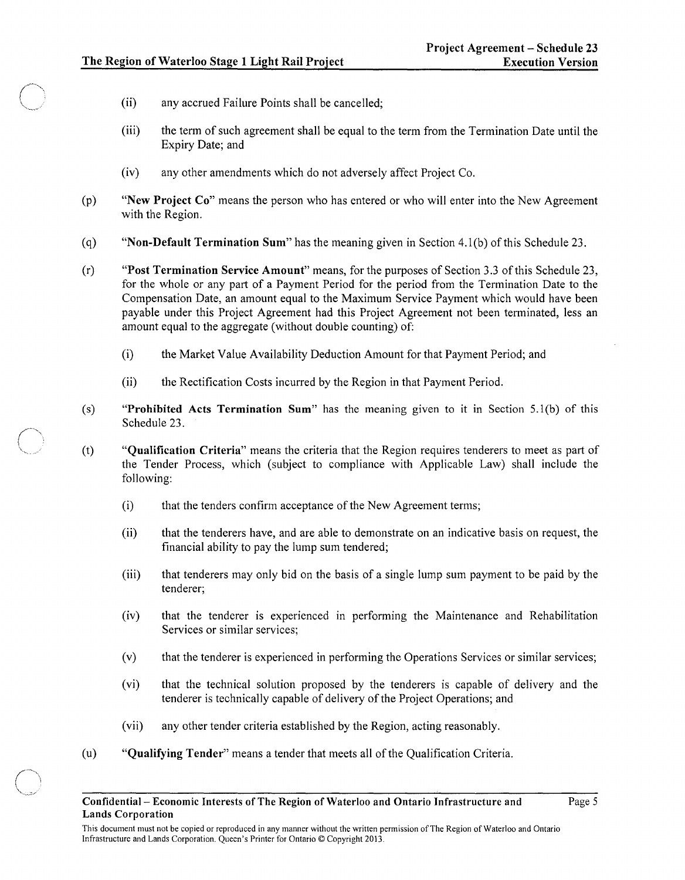(ii) any accrued Failure Points shall be cancelled;

(iii) the term of such agreement shall be equal to the term from the Termination Date until the Expiry Date; and

(iv) any other amendments which do not adversely affect Project Co.

(p) "**New Project Co**" means the person who has entered or who will enter into the New Agreement with the Region.

(q) "**Non-Default Termination Sum**" has the meaning given in Section 4.1(b) of this Schedule 23.

(r) "**Post Termination Service Amount**" means, for the purposes of Section 3.3 of this Schedule 23, for the whole or any part of a Payment Period for the period from the Termination Date to the Compensation Date, an amount equal to the Maximum Service Payment which would have been payable under this Project Agreement had this Project Agreement not been terminated, less an amount equal to the aggregate (without double counting) of:

(i) the Market Value Availability Deduction Amount for that Payment Period; and

(ii) the Rectification Costs incurred by the Region in that Payment Period.

(s) "**Prohibited Acts Termination Sum**" has the meaning given to it in Section 5.1(b) of this Schedule 23.

(t) "**Qualification Criteria**" means the criteria that the Region requires tenderers to meet as part of the Tender Process, which (subject to compliance with Applicable Law) shall include the following:

(i) that the tenders confirm acceptance of the New Agreement terms;

(ii) that the tenderers have, and are able to demonstrate on an indicative basis on request, the financial ability to pay the lump sum tendered;

(iii) that tenderers may only bid on the basis of a single lump sum payment to be paid by the tenderer;

(iv) that the tenderer is experienced in performing the Maintenance and Rehabilitation Services or similar services;

(v) that the tenderer is experienced in performing the Operations Services or similar services;

(vi) that the technical solution proposed by the tenderers is capable of delivery and the tenderer is technically capable of delivery of the Project Operations; and

(vii) any other tender criteria established by the Region, acting reasonably.

(u) "**Qualifying Tender**" means a tender that meets all of the Qualification Criteria.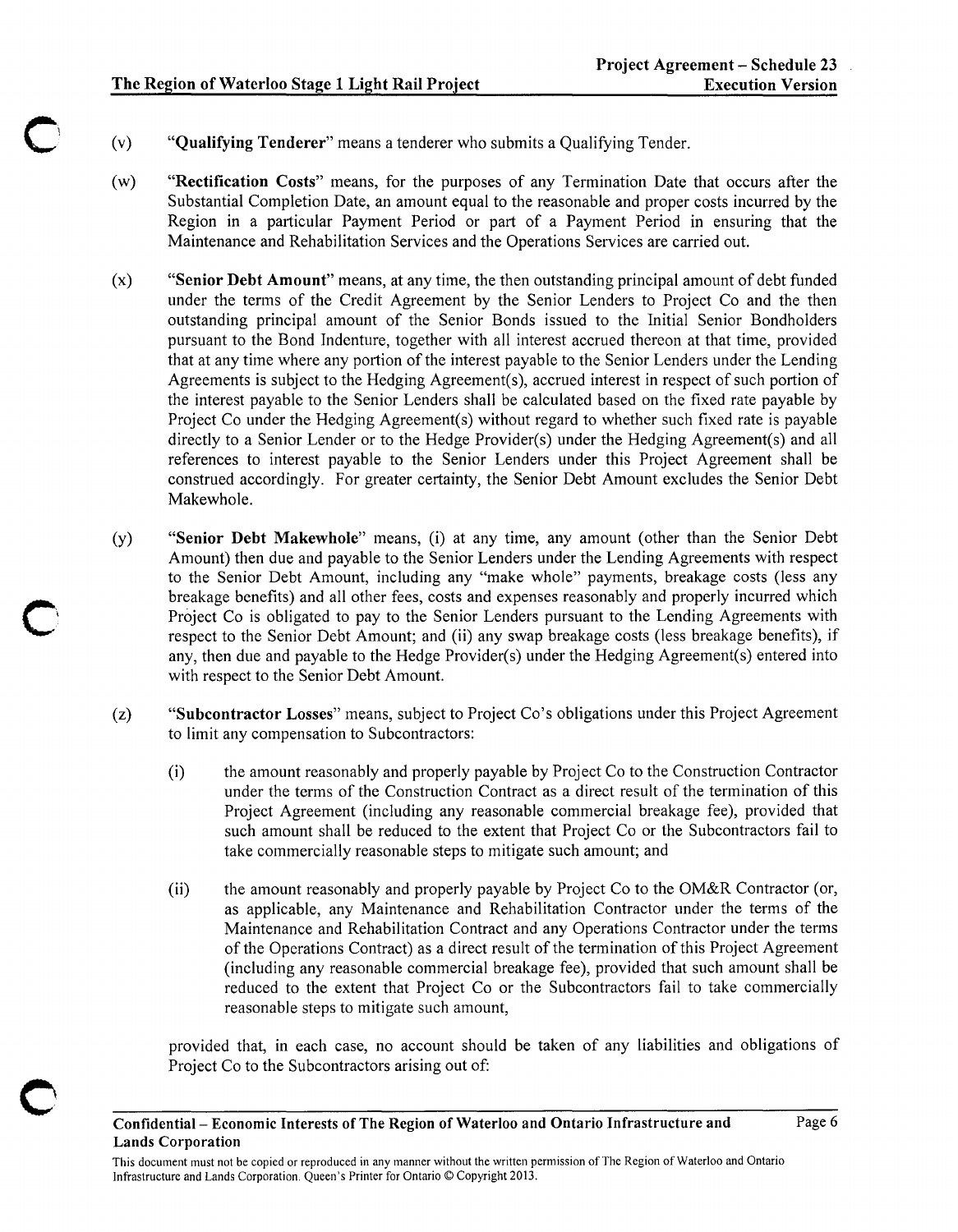(v) "**Qualifying Tenderer**" means a tenderer who submits a Qualifying Tender.

(w) "**Rectification Costs**" means, for the purposes of any Termination Date that occurs after the Substantial Completion Date, an amount equal to the reasonable and proper costs incurred by the Region in a particular Payment Period or part of a Payment Period in ensuring that the Maintenance and Rehabilitation Services and the Operations Services are carried out.

(x) "**Senior Debt Amount**" means, at any time, the then outstanding principal amount of debt funded under the terms of the Credit Agreement by the Senior Lenders to Project Co and the then outstanding principal amount of the Senior Bonds issued to the Initial Senior Bondholders pursuant to the Bond Indenture, together with all interest accrued thereon at that time, provided that at any time where any portion of the interest payable to the Senior Lenders under the Lending Agreements is subject to the Hedging Agreement(s), accrued interest in respect of such portion of the interest payable to the Senior Lenders shall be calculated based on the fixed rate payable by Project Co under the Hedging Agreement(s) without regard to whether such fixed rate is payable directly to a Senior Lender or to the Hedge Provider(s) under the Hedging Agreement(s) and all references to interest payable to the Senior Lenders under this Project Agreement shall be construed accordingly. For greater certainty, the Senior Debt Amount excludes the Senior Debt Makewhole.

(y) "**Senior Debt Makewhole**" means, (i) at any time, any amount (other than the Senior Debt Amount) then due and payable to the Senior Lenders under the Lending Agreements with respect to the Senior Debt Amount, including any "make whole" payments, breakage costs (less any breakage benefits) and all other fees, costs and expenses reasonably and properly incurred which Project Co is obligated to pay to the Senior Lenders pursuant to the Lending Agreements with respect to the Senior Debt Amount; and (ii) any swap breakage costs (less breakage benefits), if any, then due and payable to the Hedge Provider(s) under the Hedging Agreement(s) entered into with respect to the Senior Debt Amount.

(z) "**Subcontractor Losses**" means, subject to Project Co's obligations under this Project Agreement to limit any compensation to Subcontractors:

(i) the amount reasonably and properly payable by Project Co to the Construction Contractor under the terms of the Construction Contract as a direct result of the termination of this Project Agreement (including any reasonable commercial breakage fee), provided that such amount shall be reduced to the extent that Project Co or the Subcontractors fail to take commercially reasonable steps to mitigate such amount; and

(ii) the amount reasonably and properly payable by Project Co to the OM&R Contractor (or, as applicable, any Maintenance and Rehabilitation Contractor under the terms of the Maintenance and Rehabilitation Contract and any Operations Contractor under the terms of the Operations Contract) as a direct result of the termination of this Project Agreement (including any reasonable commercial breakage fee), provided that such amount shall be reduced to the extent that Project Co or the Subcontractors fail to take commercially reasonable steps to mitigate such amount,

provided that, in each case, no account should be taken of any liabilities and obligations of Project Co to the Subcontractors arising out of: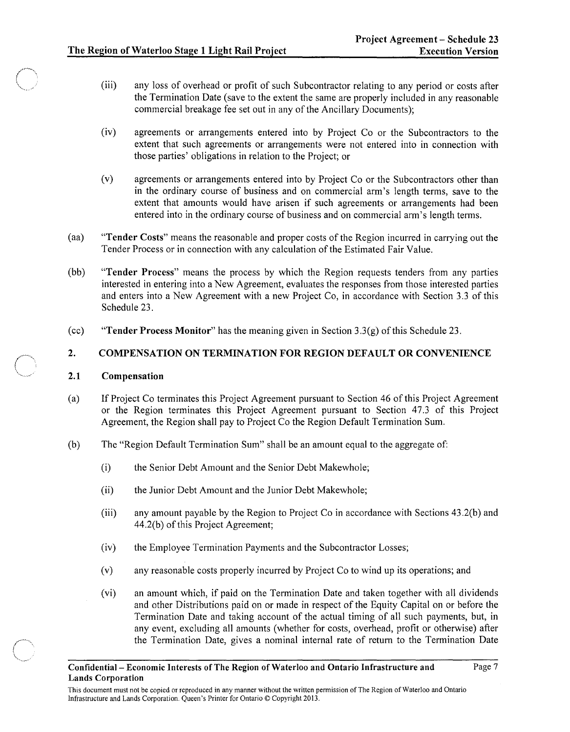(iii) any loss of overhead or profit of such Subcontractor relating to any period or costs after the Termination Date (save to the extent the same are properly included in any reasonable commercial breakage fee set out in any of the Ancillary Documents);

(iv) agreements or arrangements entered into by Project Co or the Subcontractors to the extent that such agreements or arrangements were not entered into in connection with those parties' obligations in relation to the Project; or

(v) agreements or arrangements entered into by Project Co or the Subcontractors other than in the ordinary course of business and on commercial arm's length terms, save to the extent that amounts would have arisen if such agreements or arrangements had been entered into in the ordinary course of business and on commercial arm's length terms.

(aa) "**Tender Costs**" means the reasonable and proper costs of the Region incurred in carrying out the Tender Process or in connection with any calculation of the Estimated Fair Value.

(bb) "**Tender Process**" means the process by which the Region requests tenders from any parties interested in entering into a New Agreement, evaluates the responses from those interested parties and enters into a New Agreement with a new Project Co, in accordance with Section 3.3 of this Schedule 23.

(cc) "**Tender Process Monitor**" has the meaning given in Section 3.3(g) of this Schedule 23.

## 2. COMPENSATION ON TERMINATION FOR REGION DEFAULT OR CONVENIENCE

### 2.1 Compensation

(a) If Project Co terminates this Project Agreement pursuant to Section 46 of this Project Agreement or the Region terminates this Project Agreement pursuant to Section 47.3 of this Project Agreement, the Region shall pay to Project Co the Region Default Termination Sum.

(b) The "Region Default Termination Sum" shall be an amount equal to the aggregate of:

(i) the Senior Debt Amount and the Senior Debt Makewhole;

(ii) the Junior Debt Amount and the Junior Debt Makewhole;

(iii) any amount payable by the Region to Project Co in accordance with Sections 43.2(b) and 44.2(b) of this Project Agreement;

(iv) the Employee Termination Payments and the Subcontractor Losses;

(v) any reasonable costs properly incurred by Project Co to wind up its operations; and

(vi) an amount which, if paid on the Termination Date and taken together with all dividends and other Distributions paid on or made in respect of the Equity Capital on or before the Termination Date and taking account of the actual timing of all such payments, but, in any event, excluding all amounts (whether for costs, overhead, profit or otherwise) after the Termination Date, gives a nominal internal rate of return to the Termination Date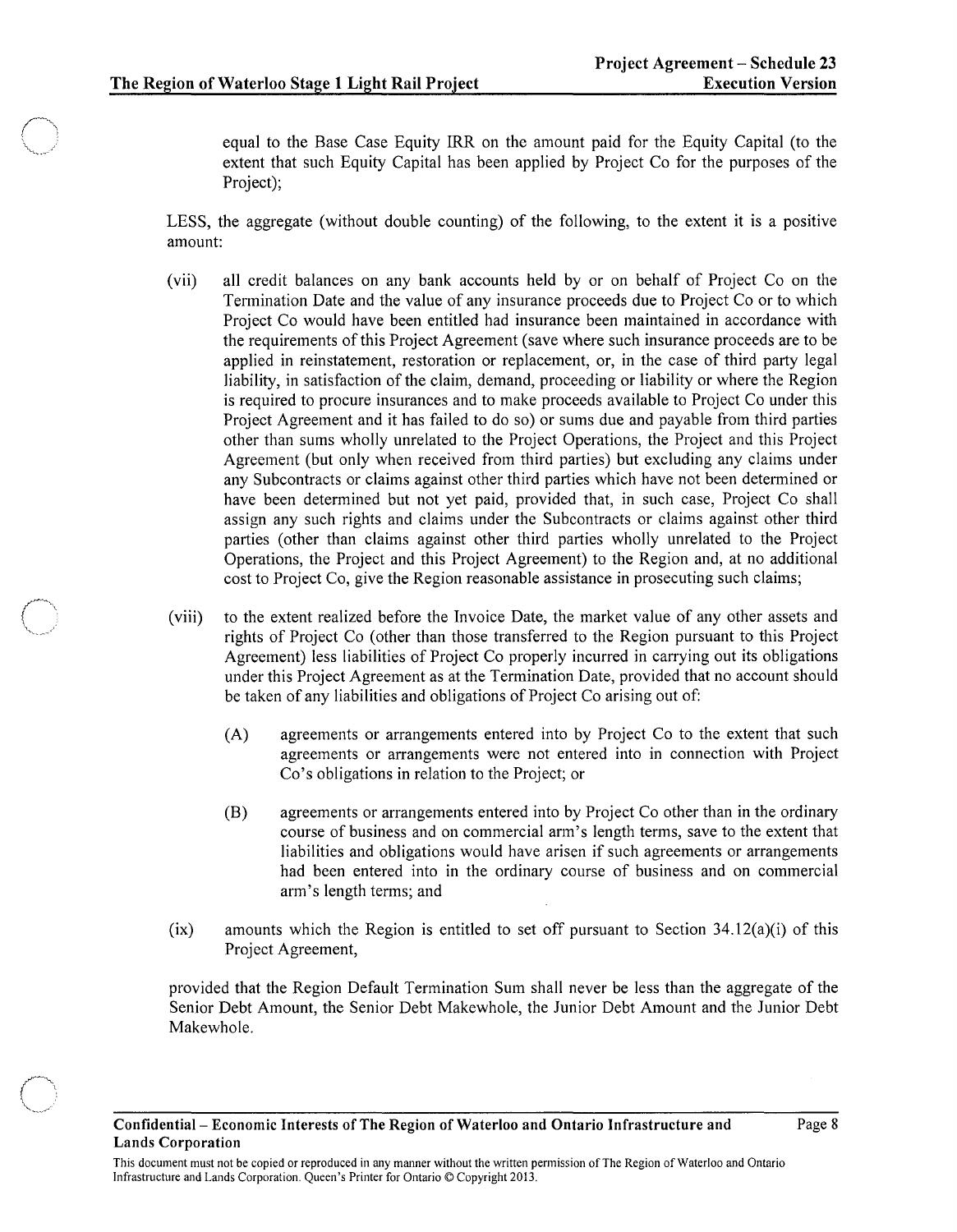equal to the Base Case Equity IRR on the amount paid for the Equity Capital (to the extent that such Equity Capital has been applied by Project Co for the purposes of the Project);

LESS, the aggregate (without double counting) of the following, to the extent it is a positive amount:

(vii) all credit balances on any bank accounts held by or on behalf of Project Co on the Termination Date and the value of any insurance proceeds due to Project Co or to which Project Co would have been entitled had insurance been maintained in accordance with the requirements of this Project Agreement (save where such insurance proceeds are to be applied in reinstatement, restoration or replacement, or, in the case of third party legal liability, in satisfaction of the claim, demand, proceeding or liability or where the Region is required to procure insurances and to make proceeds available to Project Co under this Project Agreement and it has failed to do so) or sums due and payable from third parties other than sums wholly unrelated to the Project Operations, the Project and this Project Agreement (but only when received from third parties) but excluding any claims under any Subcontracts or claims against other third parties which have not been determined or have been determined but not yet paid, provided that, in such case, Project Co shall assign any such rights and claims under the Subcontracts or claims against other third parties (other than claims against other third parties wholly unrelated to the Project Operations, the Project and this Project Agreement) to the Region and, at no additional cost to Project Co, give the Region reasonable assistance in prosecuting such claims;

(viii) to the extent realized before the Invoice Date, the market value of any other assets and rights of Project Co (other than those transferred to the Region pursuant to this Project Agreement) less liabilities of Project Co properly incurred in carrying out its obligations under this Project Agreement as at the Termination Date, provided that no account should be taken of any liabilities and obligations of Project Co arising out of:

(A) agreements or arrangements entered into by Project Co to the extent that such agreements or arrangements were not entered into in connection with Project Co's obligations in relation to the Project; or

(B) agreements or arrangements entered into by Project Co other than in the ordinary course of business and on commercial arm's length terms, save to the extent that liabilities and obligations would have arisen if such agreements or arrangements had been entered into in the ordinary course of business and on commercial arm's length terms; and

(ix) amounts which the Region is entitled to set off pursuant to Section 34.12(a)(i) of this Project Agreement,

provided that the Region Default Termination Sum shall never be less than the aggregate of the Senior Debt Amount, the Senior Debt Makewhole, the Junior Debt Amount and the Junior Debt Makewhole.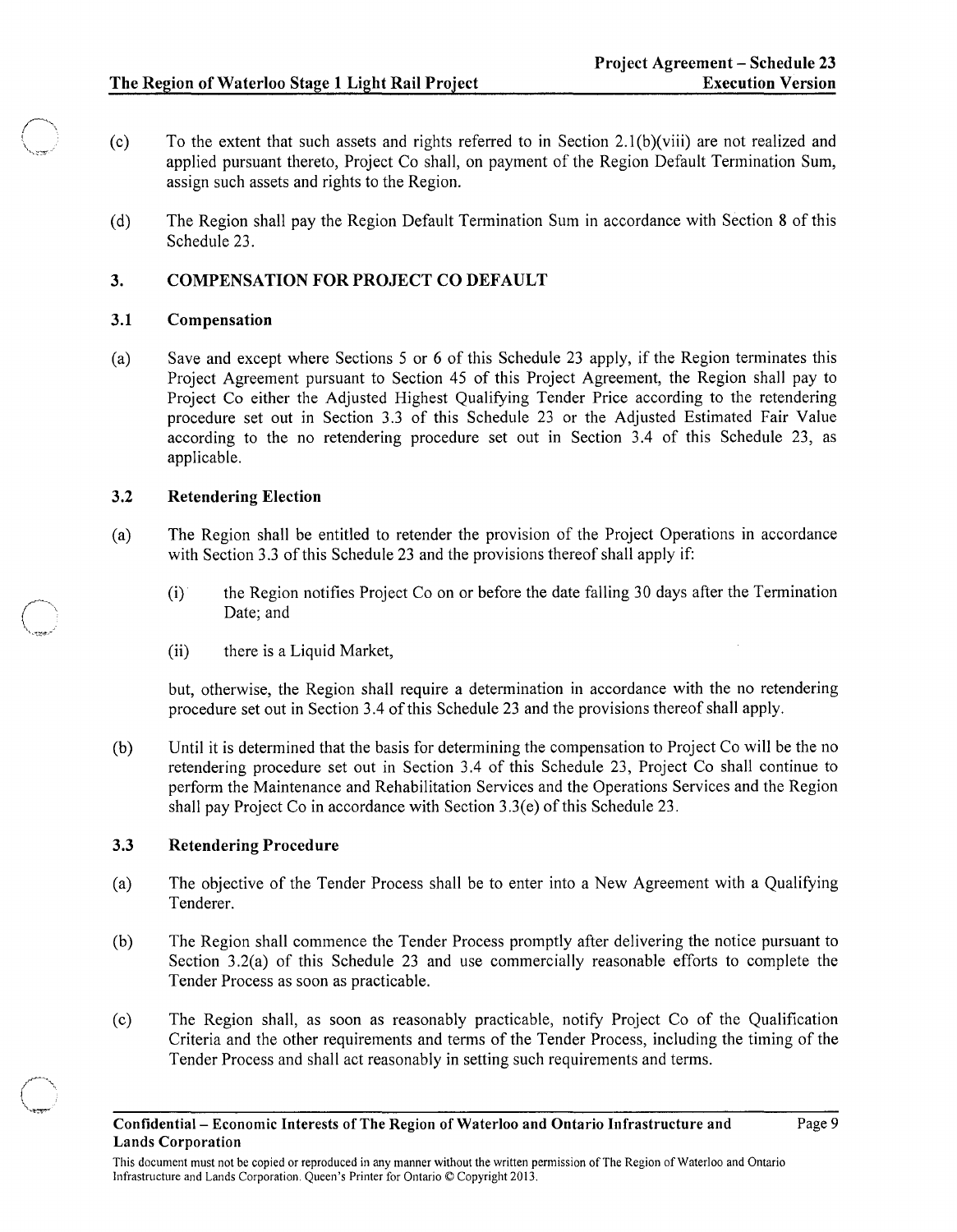(c) To the extent that such assets and rights referred to in Section 2.1(b)(viii) are not realized and applied pursuant thereto, Project Co shall, on payment of the Region Default Termination Sum, assign such assets and rights to the Region.

(d) The Region shall pay the Region Default Termination Sum in accordance with Section 8 of this Schedule 23.

## 3. COMPENSATION FOR PROJECT CO DEFAULT

### 3.1 Compensation

(a) Save and except where Sections 5 or 6 of this Schedule 23 apply, if the Region terminates this Project Agreement pursuant to Section 45 of this Project Agreement, the Region shall pay to Project Co either the Adjusted Highest Qualifying Tender Price according to the retendering procedure set out in Section 3.3 of this Schedule 23 or the Adjusted Estimated Fair Value according to the no retendering procedure set out in Section 3.4 of this Schedule 23, as applicable.

### 3.2 Retendering Election

(a) The Region shall be entitled to retender the provision of the Project Operations in accordance with Section 3.3 of this Schedule 23 and the provisions thereof shall apply if:

  (i) the Region notifies Project Co on or before the date falling 30 days after the Termination Date; and

  (ii) there is a Liquid Market,

  but, otherwise, the Region shall require a determination in accordance with the no retendering procedure set out in Section 3.4 of this Schedule 23 and the provisions thereof shall apply.

(b) Until it is determined that the basis for determining the compensation to Project Co will be the no retendering procedure set out in Section 3.4 of this Schedule 23, Project Co shall continue to perform the Maintenance and Rehabilitation Services and the Operations Services and the Region shall pay Project Co in accordance with Section 3.3(e) of this Schedule 23.

### 3.3 Retendering Procedure

(a) The objective of the Tender Process shall be to enter into a New Agreement with a Qualifying Tenderer.

(b) The Region shall commence the Tender Process promptly after delivering the notice pursuant to Section 3.2(a) of this Schedule 23 and use commercially reasonable efforts to complete the Tender Process as soon as practicable.

(c) The Region shall, as soon as reasonably practicable, notify Project Co of the Qualification Criteria and the other requirements and terms of the Tender Process, including the timing of the Tender Process and shall act reasonably in setting such requirements and terms.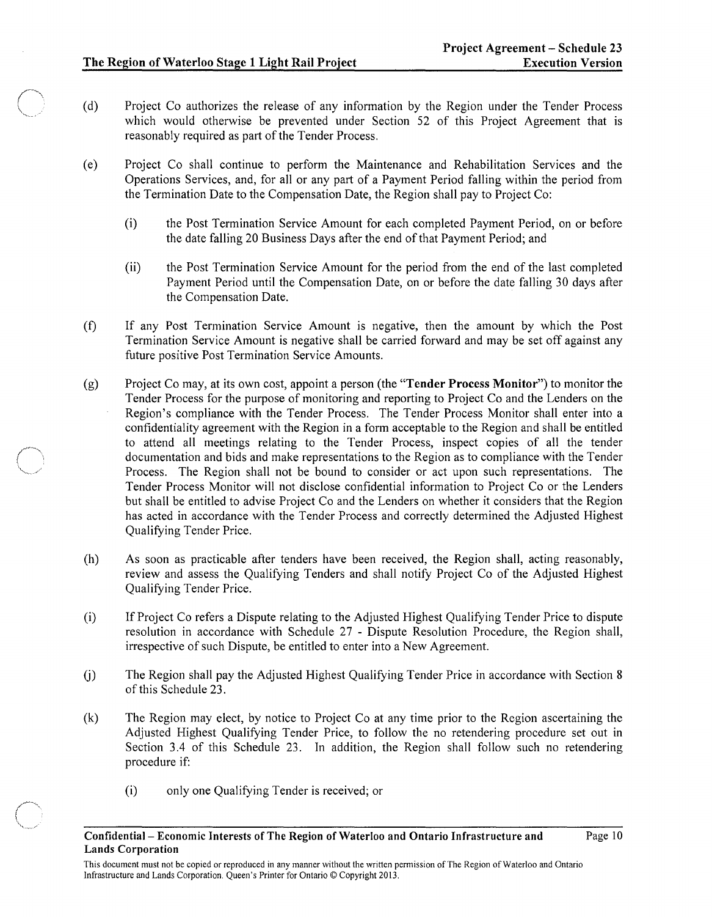(d) Project Co authorizes the release of any information by the Region under the Tender Process which would otherwise be prevented under Section 52 of this Project Agreement that is reasonably required as part of the Tender Process.

(e) Project Co shall continue to perform the Maintenance and Rehabilitation Services and the Operations Services, and, for all or any part of a Payment Period falling within the period from the Termination Date to the Compensation Date, the Region shall pay to Project Co:

  (i) the Post Termination Service Amount for each completed Payment Period, on or before the date falling 20 Business Days after the end of that Payment Period; and

  (ii) the Post Termination Service Amount for the period from the end of the last completed Payment Period until the Compensation Date, on or before the date falling 30 days after the Compensation Date.

(f) If any Post Termination Service Amount is negative, then the amount by which the Post Termination Service Amount is negative shall be carried forward and may be set off against any future positive Post Termination Service Amounts.

(g) Project Co may, at its own cost, appoint a person (the "**Tender Process Monitor**") to monitor the Tender Process for the purpose of monitoring and reporting to Project Co and the Lenders on the Region's compliance with the Tender Process. The Tender Process Monitor shall enter into a confidentiality agreement with the Region in a form acceptable to the Region and shall be entitled to attend all meetings relating to the Tender Process, inspect copies of all the tender documentation and bids and make representations to the Region as to compliance with the Tender Process. The Region shall not be bound to consider or act upon such representations. The Tender Process Monitor will not disclose confidential information to Project Co or the Lenders but shall be entitled to advise Project Co and the Lenders on whether it considers that the Region has acted in accordance with the Tender Process and correctly determined the Adjusted Highest Qualifying Tender Price.

(h) As soon as practicable after tenders have been received, the Region shall, acting reasonably, review and assess the Qualifying Tenders and shall notify Project Co of the Adjusted Highest Qualifying Tender Price.

(i) If Project Co refers a Dispute relating to the Adjusted Highest Qualifying Tender Price to dispute resolution in accordance with Schedule 27 - Dispute Resolution Procedure, the Region shall, irrespective of such Dispute, be entitled to enter into a New Agreement.

(j) The Region shall pay the Adjusted Highest Qualifying Tender Price in accordance with Section 8 of this Schedule 23.

(k) The Region may elect, by notice to Project Co at any time prior to the Region ascertaining the Adjusted Highest Qualifying Tender Price, to follow the no retendering procedure set out in Section 3.4 of this Schedule 23. In addition, the Region shall follow such no retendering procedure if:

  (i) only one Qualifying Tender is received; or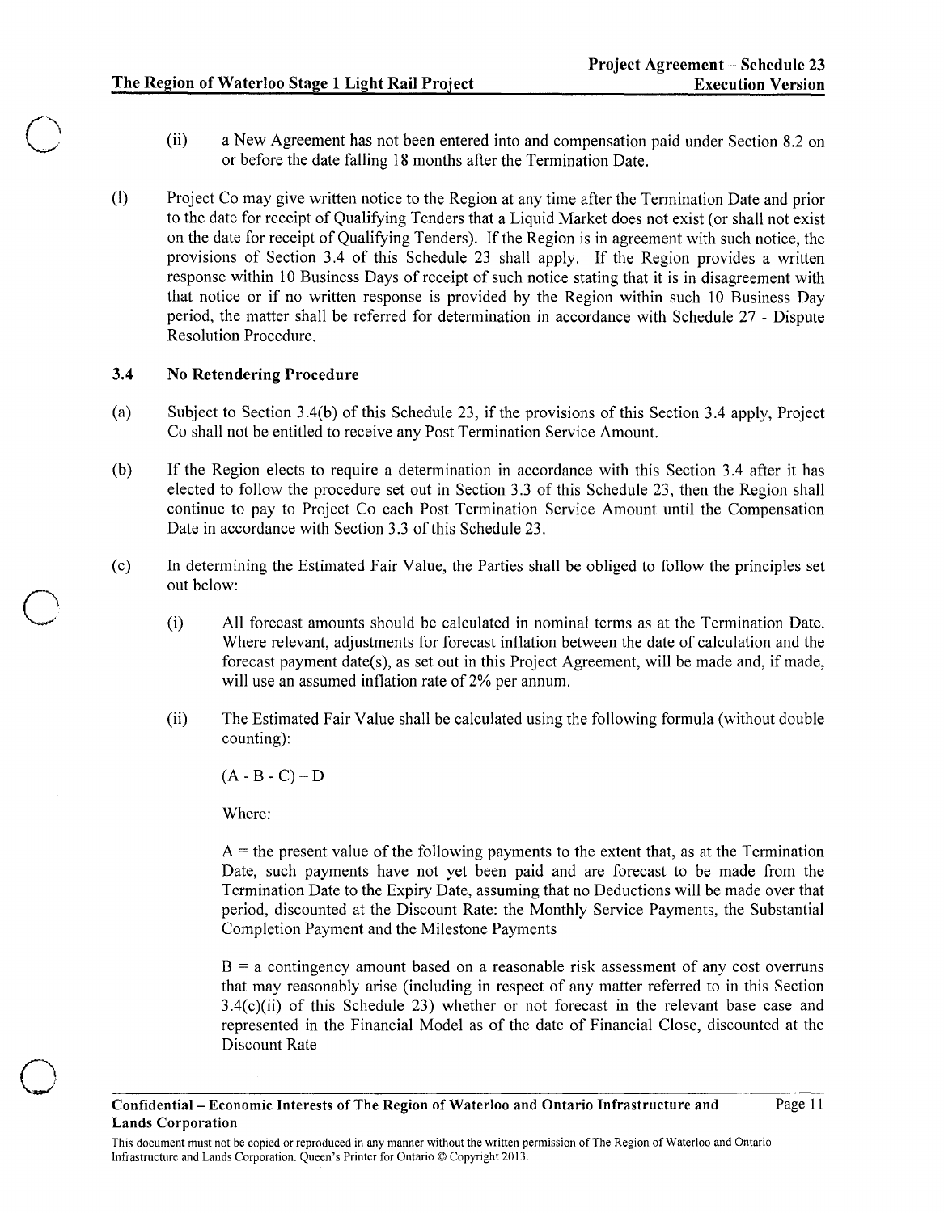(ii) a New Agreement has not been entered into and compensation paid under Section 8.2 on or before the date falling 18 months after the Termination Date.

(l) Project Co may give written notice to the Region at any time after the Termination Date and prior to the date for receipt of Qualifying Tenders that a Liquid Market does not exist (or shall not exist on the date for receipt of Qualifying Tenders). If the Region is in agreement with such notice, the provisions of Section 3.4 of this Schedule 23 shall apply. If the Region provides a written response within 10 Business Days of receipt of such notice stating that it is in disagreement with that notice or if no written response is provided by the Region within such 10 Business Day period, the matter shall be referred for determination in accordance with Schedule 27 - Dispute Resolution Procedure.

### 3.4 No Retendering Procedure

(a) Subject to Section 3.4(b) of this Schedule 23, if the provisions of this Section 3.4 apply, Project Co shall not be entitled to receive any Post Termination Service Amount.

(b) If the Region elects to require a determination in accordance with this Section 3.4 after it has elected to follow the procedure set out in Section 3.3 of this Schedule 23, then the Region shall continue to pay to Project Co each Post Termination Service Amount until the Compensation Date in accordance with Section 3.3 of this Schedule 23.

(c) In determining the Estimated Fair Value, the Parties shall be obliged to follow the principles set out below:

(i) All forecast amounts should be calculated in nominal terms as at the Termination Date. Where relevant, adjustments for forecast inflation between the date of calculation and the forecast payment date(s), as set out in this Project Agreement, will be made and, if made, will use an assumed inflation rate of 2% per annum.

(ii) The Estimated Fair Value shall be calculated using the following formula (without double counting):

$(A - B - C) - D$

Where:

A = the present value of the following payments to the extent that, as at the Termination Date, such payments have not yet been paid and are forecast to be made from the Termination Date to the Expiry Date, assuming that no Deductions will be made over that period, discounted at the Discount Rate: the Monthly Service Payments, the Substantial Completion Payment and the Milestone Payments

B = a contingency amount based on a reasonable risk assessment of any cost overruns that may reasonably arise (including in respect of any matter referred to in this Section 3.4(c)(ii) of this Schedule 23) whether or not forecast in the relevant base case and represented in the Financial Model as of the date of Financial Close, discounted at the Discount Rate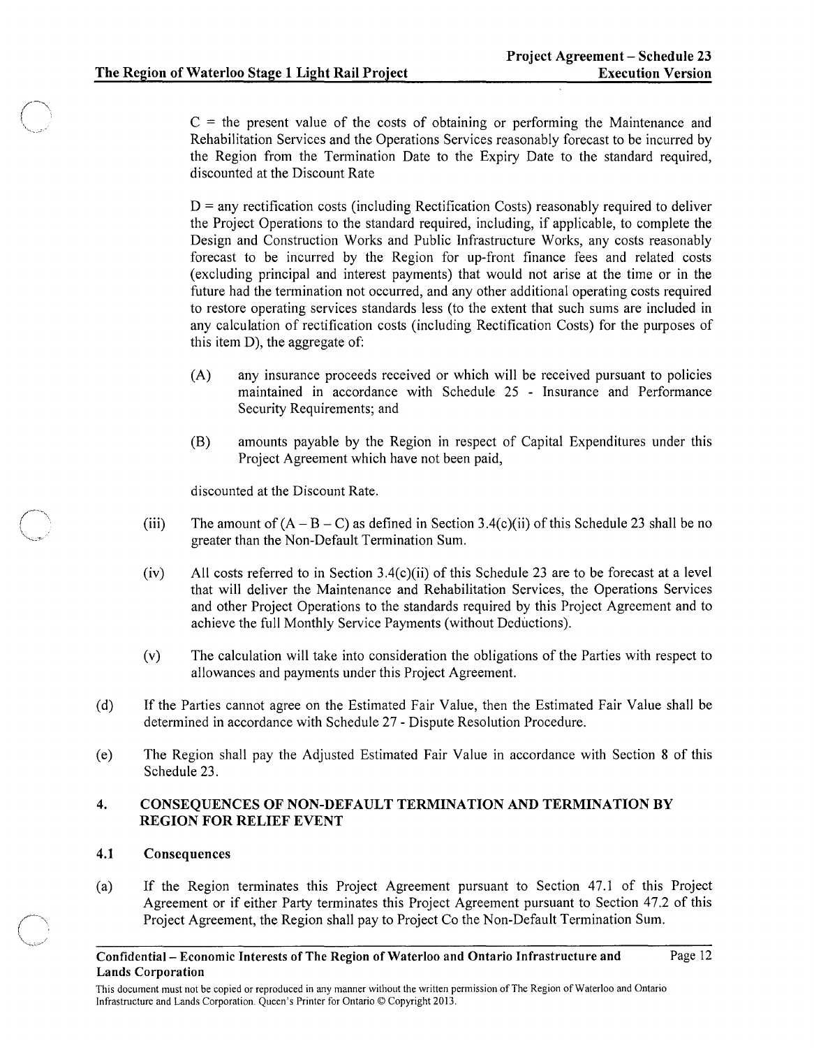C = the present value of the costs of obtaining or performing the Maintenance and Rehabilitation Services and the Operations Services reasonably forecast to be incurred by the Region from the Termination Date to the Expiry Date to the standard required, discounted at the Discount Rate

D = any rectification costs (including Rectification Costs) reasonably required to deliver the Project Operations to the standard required, including, if applicable, to complete the Design and Construction Works and Public Infrastructure Works, any costs reasonably forecast to be incurred by the Region for up-front finance fees and related costs (excluding principal and interest payments) that would not arise at the time or in the future had the termination not occurred, and any other additional operating costs required to restore operating services standards less (to the extent that such sums are included in any calculation of rectification costs (including Rectification Costs) for the purposes of this item D), the aggregate of:

(A) any insurance proceeds received or which will be received pursuant to policies maintained in accordance with Schedule 25 - Insurance and Performance Security Requirements; and

(B) amounts payable by the Region in respect of Capital Expenditures under this Project Agreement which have not been paid,

discounted at the Discount Rate.

(iii) The amount of (A – B – C) as defined in Section 3.4(c)(ii) of this Schedule 23 shall be no greater than the Non-Default Termination Sum.

(iv) All costs referred to in Section 3.4(c)(ii) of this Schedule 23 are to be forecast at a level that will deliver the Maintenance and Rehabilitation Services, the Operations Services and other Project Operations to the standards required by this Project Agreement and to achieve the full Monthly Service Payments (without Deductions).

(v) The calculation will take into consideration the obligations of the Parties with respect to allowances and payments under this Project Agreement.

(d) If the Parties cannot agree on the Estimated Fair Value, then the Estimated Fair Value shall be determined in accordance with Schedule 27 - Dispute Resolution Procedure.

(e) The Region shall pay the Adjusted Estimated Fair Value in accordance with Section 8 of this Schedule 23.

## 4. CONSEQUENCES OF NON-DEFAULT TERMINATION AND TERMINATION BY REGION FOR RELIEF EVENT

### 4.1 Consequences

(a) If the Region terminates this Project Agreement pursuant to Section 47.1 of this Project Agreement or if either Party terminates this Project Agreement pursuant to Section 47.2 of this Project Agreement, the Region shall pay to Project Co the Non-Default Termination Sum.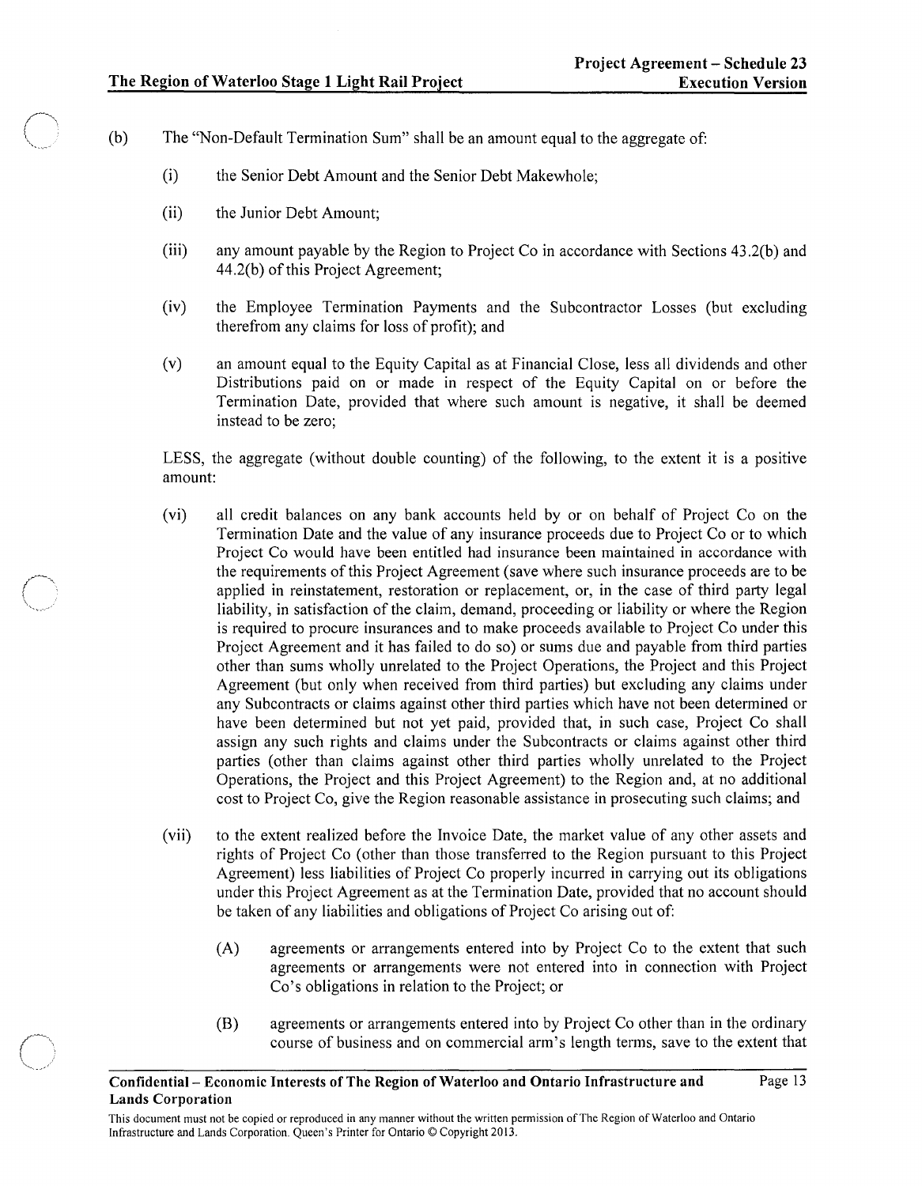(b) The "Non-Default Termination Sum" shall be an amount equal to the aggregate of:

(i) the Senior Debt Amount and the Senior Debt Makewhole;

(ii) the Junior Debt Amount;

(iii) any amount payable by the Region to Project Co in accordance with Sections 43.2(b) and 44.2(b) of this Project Agreement;

(iv) the Employee Termination Payments and the Subcontractor Losses (but excluding therefrom any claims for loss of profit); and

(v) an amount equal to the Equity Capital as at Financial Close, less all dividends and other Distributions paid on or made in respect of the Equity Capital on or before the Termination Date, provided that where such amount is negative, it shall be deemed instead to be zero;

LESS, the aggregate (without double counting) of the following, to the extent it is a positive amount:

(vi) all credit balances on any bank accounts held by or on behalf of Project Co on the Termination Date and the value of any insurance proceeds due to Project Co or to which Project Co would have been entitled had insurance been maintained in accordance with the requirements of this Project Agreement (save where such insurance proceeds are to be applied in reinstatement, restoration or replacement, or, in the case of third party legal liability, in satisfaction of the claim, demand, proceeding or liability or where the Region is required to procure insurances and to make proceeds available to Project Co under this Project Agreement and it has failed to do so) or sums due and payable from third parties other than sums wholly unrelated to the Project Operations, the Project and this Project Agreement (but only when received from third parties) but excluding any claims under any Subcontracts or claims against other third parties which have not been determined or have been determined but not yet paid, provided that, in such case, Project Co shall assign any such rights and claims under the Subcontracts or claims against other third parties (other than claims against other third parties wholly unrelated to the Project Operations, the Project and this Project Agreement) to the Region and, at no additional cost to Project Co, give the Region reasonable assistance in prosecuting such claims; and

(vii) to the extent realized before the Invoice Date, the market value of any other assets and rights of Project Co (other than those transferred to the Region pursuant to this Project Agreement) less liabilities of Project Co properly incurred in carrying out its obligations under this Project Agreement as at the Termination Date, provided that no account should be taken of any liabilities and obligations of Project Co arising out of:

(A) agreements or arrangements entered into by Project Co to the extent that such agreements or arrangements were not entered into in connection with Project Co's obligations in relation to the Project; or

(B) agreements or arrangements entered into by Project Co other than in the ordinary course of business and on commercial arm's length terms, save to the extent that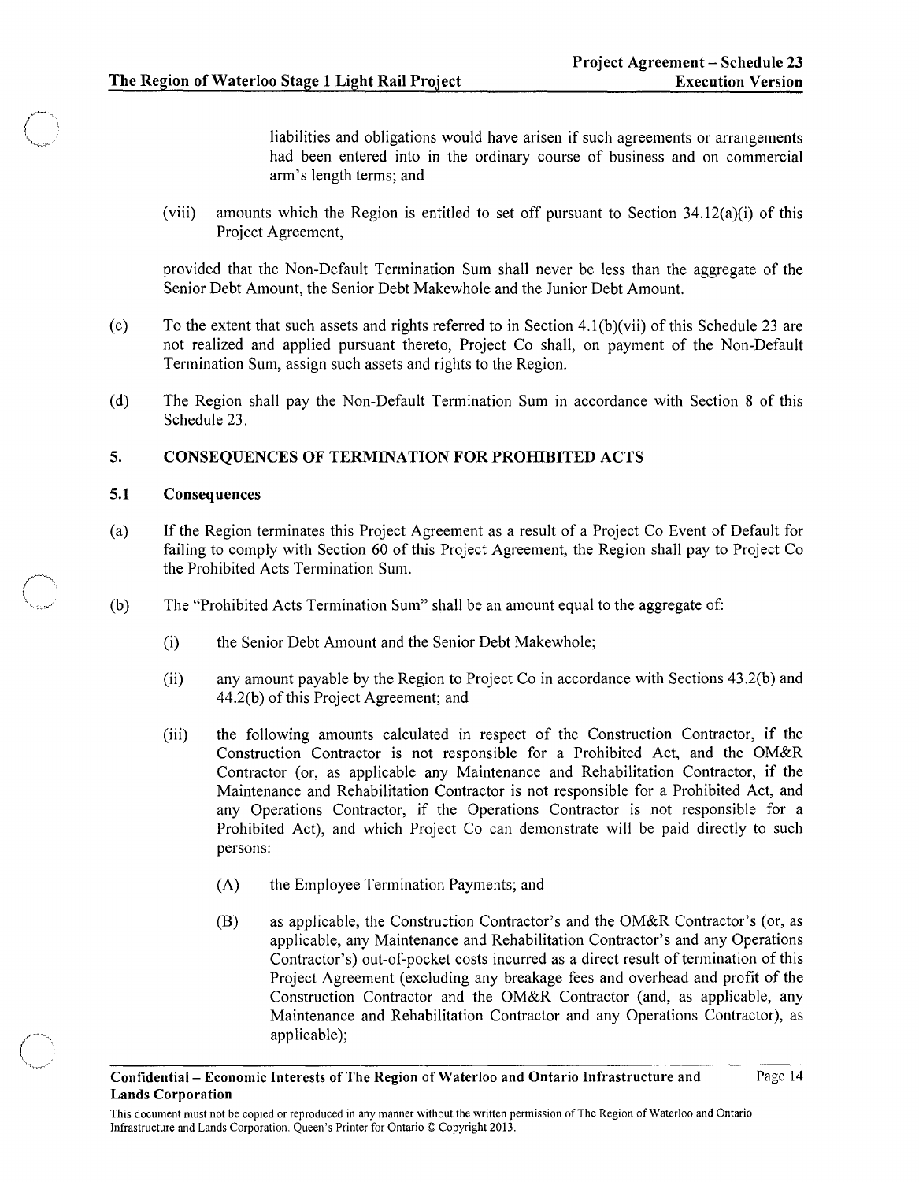liabilities and obligations would have arisen if such agreements or arrangements had been entered into in the ordinary course of business and on commercial arm's length terms; and

(viii) amounts which the Region is entitled to set off pursuant to Section 34.12(a)(i) of this Project Agreement,

provided that the Non-Default Termination Sum shall never be less than the aggregate of the Senior Debt Amount, the Senior Debt Makewhole and the Junior Debt Amount.

(c) To the extent that such assets and rights referred to in Section 4.1(b)(vii) of this Schedule 23 are not realized and applied pursuant thereto, Project Co shall, on payment of the Non-Default Termination Sum, assign such assets and rights to the Region.

(d) The Region shall pay the Non-Default Termination Sum in accordance with Section 8 of this Schedule 23.

## 5. CONSEQUENCES OF TERMINATION FOR PROHIBITED ACTS

### 5.1 Consequences

(a) If the Region terminates this Project Agreement as a result of a Project Co Event of Default for failing to comply with Section 60 of this Project Agreement, the Region shall pay to Project Co the Prohibited Acts Termination Sum.

(b) The "Prohibited Acts Termination Sum" shall be an amount equal to the aggregate of:

(i) the Senior Debt Amount and the Senior Debt Makewhole;

(ii) any amount payable by the Region to Project Co in accordance with Sections 43.2(b) and 44.2(b) of this Project Agreement; and

(iii) the following amounts calculated in respect of the Construction Contractor, if the Construction Contractor is not responsible for a Prohibited Act, and the OM&R Contractor (or, as applicable any Maintenance and Rehabilitation Contractor, if the Maintenance and Rehabilitation Contractor is not responsible for a Prohibited Act, and any Operations Contractor, if the Operations Contractor is not responsible for a Prohibited Act), and which Project Co can demonstrate will be paid directly to such persons:

(A) the Employee Termination Payments; and

(B) as applicable, the Construction Contractor's and the OM&R Contractor's (or, as applicable, any Maintenance and Rehabilitation Contractor's and any Operations Contractor's) out-of-pocket costs incurred as a direct result of termination of this Project Agreement (excluding any breakage fees and overhead and profit of the Construction Contractor and the OM&R Contractor (and, as applicable, any Maintenance and Rehabilitation Contractor and any Operations Contractor), as applicable);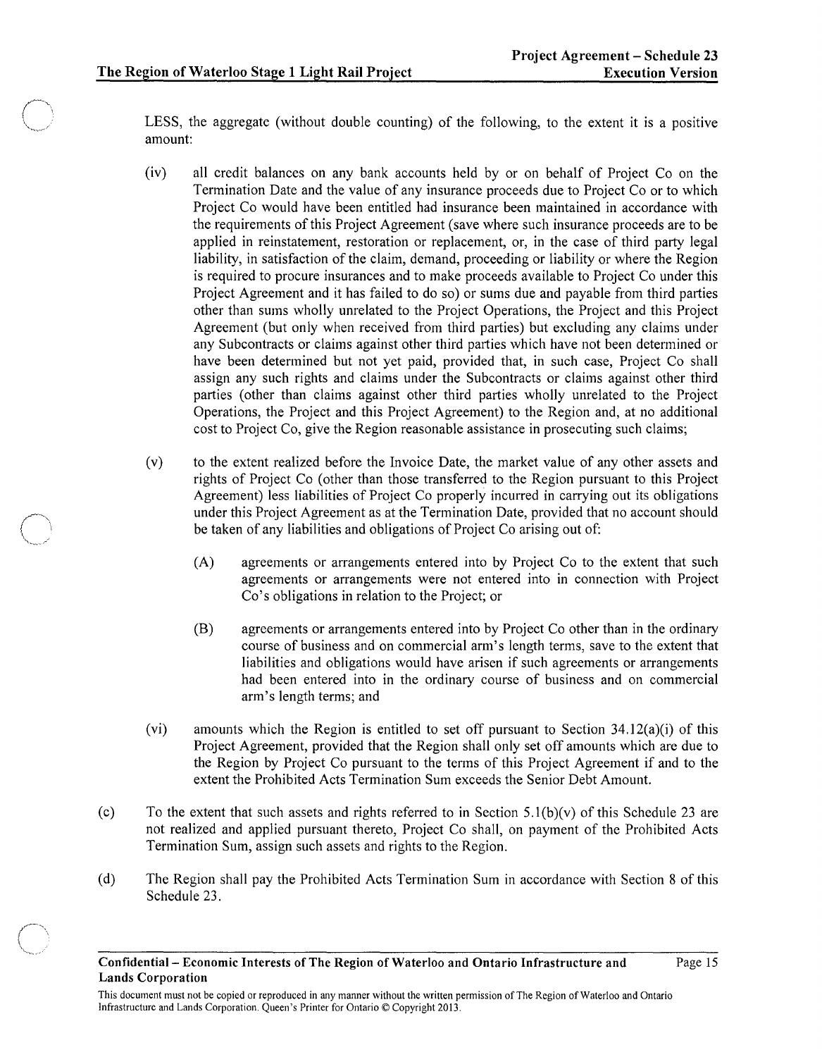LESS, the aggregate (without double counting) of the following, to the extent it is a positive amount:

(iv) all credit balances on any bank accounts held by or on behalf of Project Co on the Termination Date and the value of any insurance proceeds due to Project Co or to which Project Co would have been entitled had insurance been maintained in accordance with the requirements of this Project Agreement (save where such insurance proceeds are to be applied in reinstatement, restoration or replacement, or, in the case of third party legal liability, in satisfaction of the claim, demand, proceeding or liability or where the Region is required to procure insurances and to make proceeds available to Project Co under this Project Agreement and it has failed to do so) or sums due and payable from third parties other than sums wholly unrelated to the Project Operations, the Project and this Project Agreement (but only when received from third parties) but excluding any claims under any Subcontracts or claims against other third parties which have not been determined or have been determined but not yet paid, provided that, in such case, Project Co shall assign any such rights and claims under the Subcontracts or claims against other third parties (other than claims against other third parties wholly unrelated to the Project Operations, the Project and this Project Agreement) to the Region and, at no additional cost to Project Co, give the Region reasonable assistance in prosecuting such claims;

(v) to the extent realized before the Invoice Date, the market value of any other assets and rights of Project Co (other than those transferred to the Region pursuant to this Project Agreement) less liabilities of Project Co properly incurred in carrying out its obligations under this Project Agreement as at the Termination Date, provided that no account should be taken of any liabilities and obligations of Project Co arising out of:

(A) agreements or arrangements entered into by Project Co to the extent that such agreements or arrangements were not entered into in connection with Project Co's obligations in relation to the Project; or

(B) agreements or arrangements entered into by Project Co other than in the ordinary course of business and on commercial arm's length terms, save to the extent that liabilities and obligations would have arisen if such agreements or arrangements had been entered into in the ordinary course of business and on commercial arm's length terms; and

(vi) amounts which the Region is entitled to set off pursuant to Section 34.12(a)(i) of this Project Agreement, provided that the Region shall only set off amounts which are due to the Region by Project Co pursuant to the terms of this Project Agreement if and to the extent the Prohibited Acts Termination Sum exceeds the Senior Debt Amount.

(c) To the extent that such assets and rights referred to in Section 5.1(b)(v) of this Schedule 23 are not realized and applied pursuant thereto, Project Co shall, on payment of the Prohibited Acts Termination Sum, assign such assets and rights to the Region.

(d) The Region shall pay the Prohibited Acts Termination Sum in accordance with Section 8 of this Schedule 23.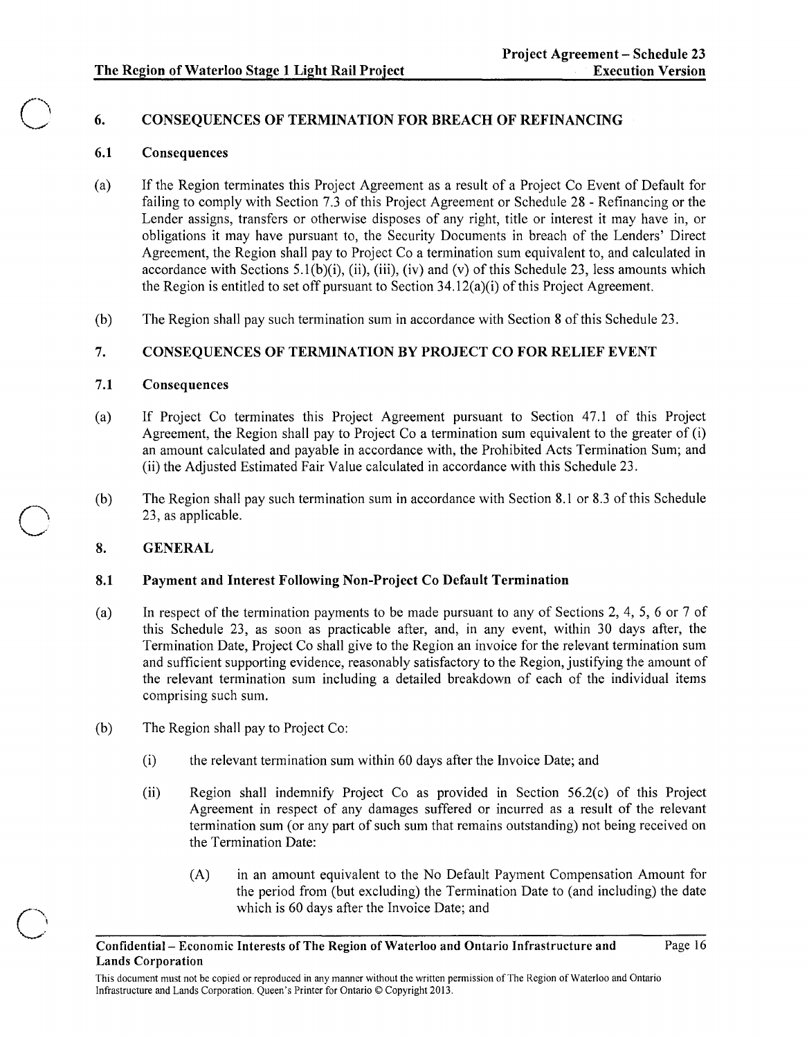## 6. CONSEQUENCES OF TERMINATION FOR BREACH OF REFINANCING

### 6.1 Consequences

(a) If the Region terminates this Project Agreement as a result of a Project Co Event of Default for failing to comply with Section 7.3 of this Project Agreement or Schedule 28 - Refinancing or the Lender assigns, transfers or otherwise disposes of any right, title or interest it may have in, or obligations it may have pursuant to, the Security Documents in breach of the Lenders' Direct Agreement, the Region shall pay to Project Co a termination sum equivalent to, and calculated in accordance with Sections 5.1(b)(i), (ii), (iii), (iv) and (v) of this Schedule 23, less amounts which the Region is entitled to set off pursuant to Section 34.12(a)(i) of this Project Agreement.

(b) The Region shall pay such termination sum in accordance with Section 8 of this Schedule 23.

## 7. CONSEQUENCES OF TERMINATION BY PROJECT CO FOR RELIEF EVENT

### 7.1 Consequences

(a) If Project Co terminates this Project Agreement pursuant to Section 47.1 of this Project Agreement, the Region shall pay to Project Co a termination sum equivalent to the greater of (i) an amount calculated and payable in accordance with, the Prohibited Acts Termination Sum; and (ii) the Adjusted Estimated Fair Value calculated in accordance with this Schedule 23.

(b) The Region shall pay such termination sum in accordance with Section 8.1 or 8.3 of this Schedule 23, as applicable.

## 8. GENERAL

### 8.1 Payment and Interest Following Non-Project Co Default Termination

(a) In respect of the termination payments to be made pursuant to any of Sections 2, 4, 5, 6 or 7 of this Schedule 23, as soon as practicable after, and, in any event, within 30 days after, the Termination Date, Project Co shall give to the Region an invoice for the relevant termination sum and sufficient supporting evidence, reasonably satisfactory to the Region, justifying the amount of the relevant termination sum including a detailed breakdown of each of the individual items comprising such sum.

(b) The Region shall pay to Project Co:

(i) the relevant termination sum within 60 days after the Invoice Date; and

(ii) Region shall indemnify Project Co as provided in Section 56.2(c) of this Project Agreement in respect of any damages suffered or incurred as a result of the relevant termination sum (or any part of such sum that remains outstanding) not being received on the Termination Date:

(A) in an amount equivalent to the No Default Payment Compensation Amount for the period from (but excluding) the Termination Date to (and including) the date which is 60 days after the Invoice Date; and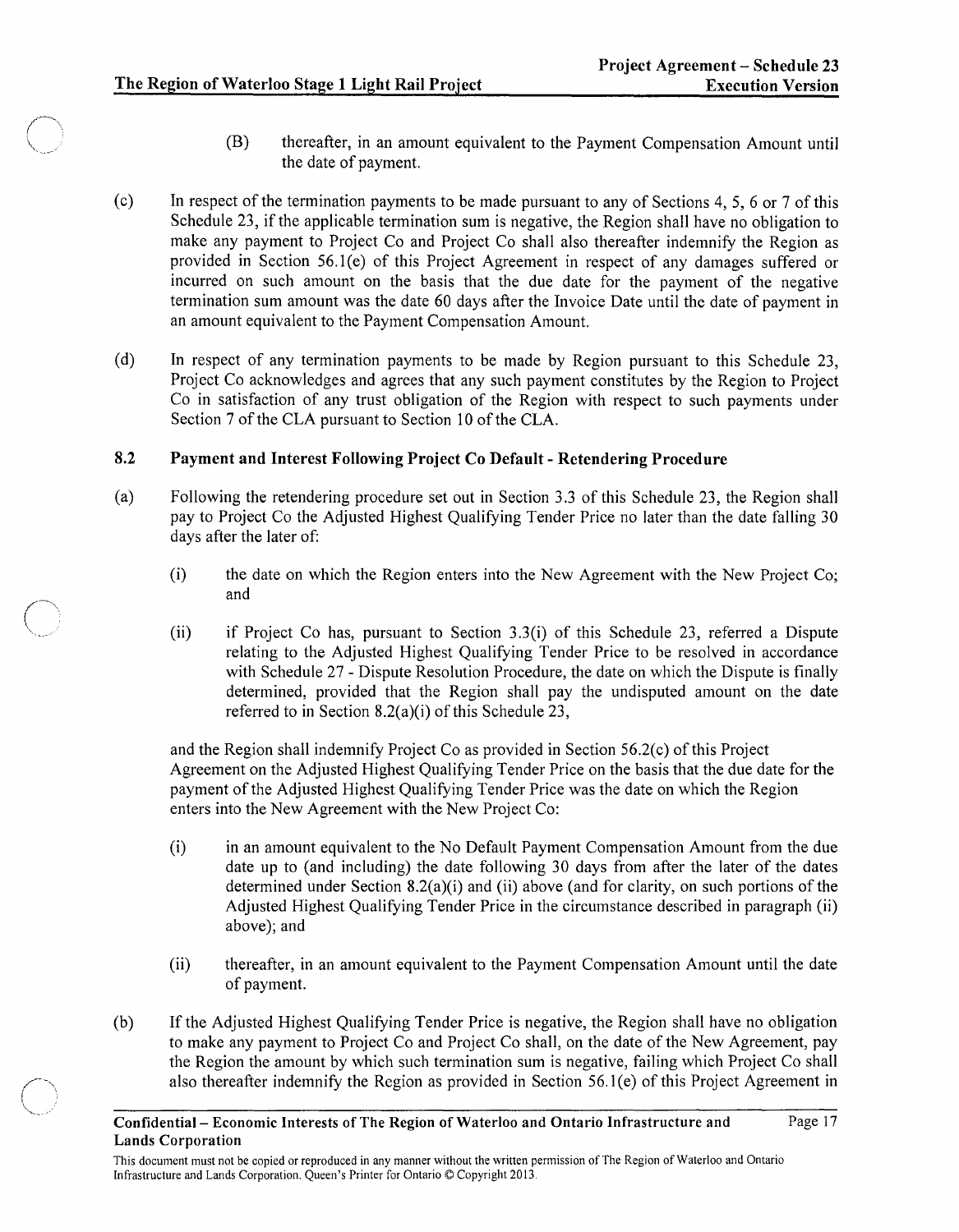(B) thereafter, in an amount equivalent to the Payment Compensation Amount until the date of payment.

(c) In respect of the termination payments to be made pursuant to any of Sections 4, 5, 6 or 7 of this Schedule 23, if the applicable termination sum is negative, the Region shall have no obligation to make any payment to Project Co and Project Co shall also thereafter indemnify the Region as provided in Section 56.1(e) of this Project Agreement in respect of any damages suffered or incurred on such amount on the basis that the due date for the payment of the negative termination sum amount was the date 60 days after the Invoice Date until the date of payment in an amount equivalent to the Payment Compensation Amount.

(d) In respect of any termination payments to be made by Region pursuant to this Schedule 23, Project Co acknowledges and agrees that any such payment constitutes by the Region to Project Co in satisfaction of any trust obligation of the Region with respect to such payments under Section 7 of the CLA pursuant to Section 10 of the CLA.

### 8.2 Payment and Interest Following Project Co Default - Retendering Procedure

(a) Following the retendering procedure set out in Section 3.3 of this Schedule 23, the Region shall pay to Project Co the Adjusted Highest Qualifying Tender Price no later than the date falling 30 days after the later of:

(i) the date on which the Region enters into the New Agreement with the New Project Co; and

(ii) if Project Co has, pursuant to Section 3.3(i) of this Schedule 23, referred a Dispute relating to the Adjusted Highest Qualifying Tender Price to be resolved in accordance with Schedule 27 - Dispute Resolution Procedure, the date on which the Dispute is finally determined, provided that the Region shall pay the undisputed amount on the date referred to in Section 8.2(a)(i) of this Schedule 23,

and the Region shall indemnify Project Co as provided in Section 56.2(c) of this Project Agreement on the Adjusted Highest Qualifying Tender Price on the basis that the due date for the payment of the Adjusted Highest Qualifying Tender Price was the date on which the Region enters into the New Agreement with the New Project Co:

(i) in an amount equivalent to the No Default Payment Compensation Amount from the due date up to (and including) the date following 30 days from after the later of the dates determined under Section 8.2(a)(i) and (ii) above (and for clarity, on such portions of the Adjusted Highest Qualifying Tender Price in the circumstance described in paragraph (ii) above); and

(ii) thereafter, in an amount equivalent to the Payment Compensation Amount until the date of payment.

(b) If the Adjusted Highest Qualifying Tender Price is negative, the Region shall have no obligation to make any payment to Project Co and Project Co shall, on the date of the New Agreement, pay the Region the amount by which such termination sum is negative, failing which Project Co shall also thereafter indemnify the Region as provided in Section 56.1(e) of this Project Agreement in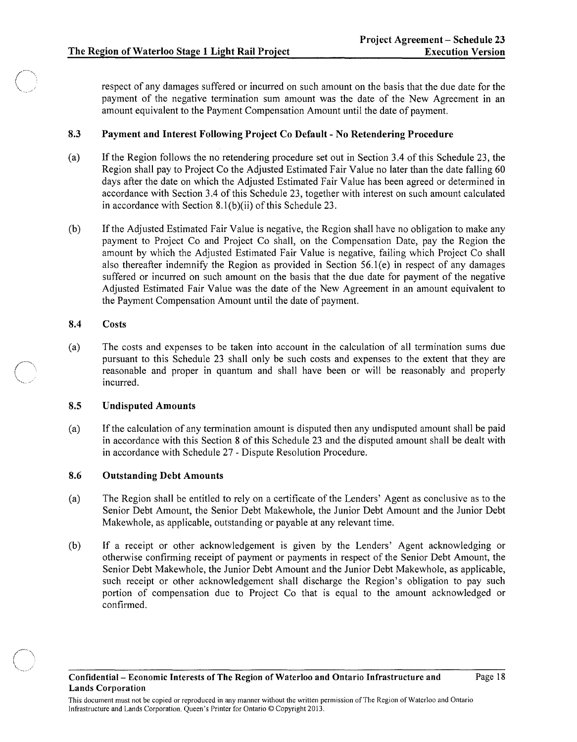respect of any damages suffered or incurred on such amount on the basis that the due date for the payment of the negative termination sum amount was the date of the New Agreement in an amount equivalent to the Payment Compensation Amount until the date of payment.

### 8.3 Payment and Interest Following Project Co Default - No Retendering Procedure

(a) If the Region follows the no retendering procedure set out in Section 3.4 of this Schedule 23, the Region shall pay to Project Co the Adjusted Estimated Fair Value no later than the date falling 60 days after the date on which the Adjusted Estimated Fair Value has been agreed or determined in accordance with Section 3.4 of this Schedule 23, together with interest on such amount calculated in accordance with Section 8.1(b)(ii) of this Schedule 23.

(b) If the Adjusted Estimated Fair Value is negative, the Region shall have no obligation to make any payment to Project Co and Project Co shall, on the Compensation Date, pay the Region the amount by which the Adjusted Estimated Fair Value is negative, failing which Project Co shall also thereafter indemnify the Region as provided in Section 56.1(e) in respect of any damages suffered or incurred on such amount on the basis that the due date for payment of the negative Adjusted Estimated Fair Value was the date of the New Agreement in an amount equivalent to the Payment Compensation Amount until the date of payment.

### 8.4 Costs

(a) The costs and expenses to be taken into account in the calculation of all termination sums due pursuant to this Schedule 23 shall only be such costs and expenses to the extent that they are reasonable and proper in quantum and shall have been or will be reasonably and properly incurred.

### 8.5 Undisputed Amounts

(a) If the calculation of any termination amount is disputed then any undisputed amount shall be paid in accordance with this Section 8 of this Schedule 23 and the disputed amount shall be dealt with in accordance with Schedule 27 - Dispute Resolution Procedure.

### 8.6 Outstanding Debt Amounts

(a) The Region shall be entitled to rely on a certificate of the Lenders' Agent as conclusive as to the Senior Debt Amount, the Senior Debt Makewhole, the Junior Debt Amount and the Junior Debt Makewhole, as applicable, outstanding or payable at any relevant time.

(b) If a receipt or other acknowledgement is given by the Lenders' Agent acknowledging or otherwise confirming receipt of payment or payments in respect of the Senior Debt Amount, the Senior Debt Makewhole, the Junior Debt Amount and the Junior Debt Makewhole, as applicable, such receipt or other acknowledgement shall discharge the Region's obligation to pay such portion of compensation due to Project Co that is equal to the amount acknowledged or confirmed.